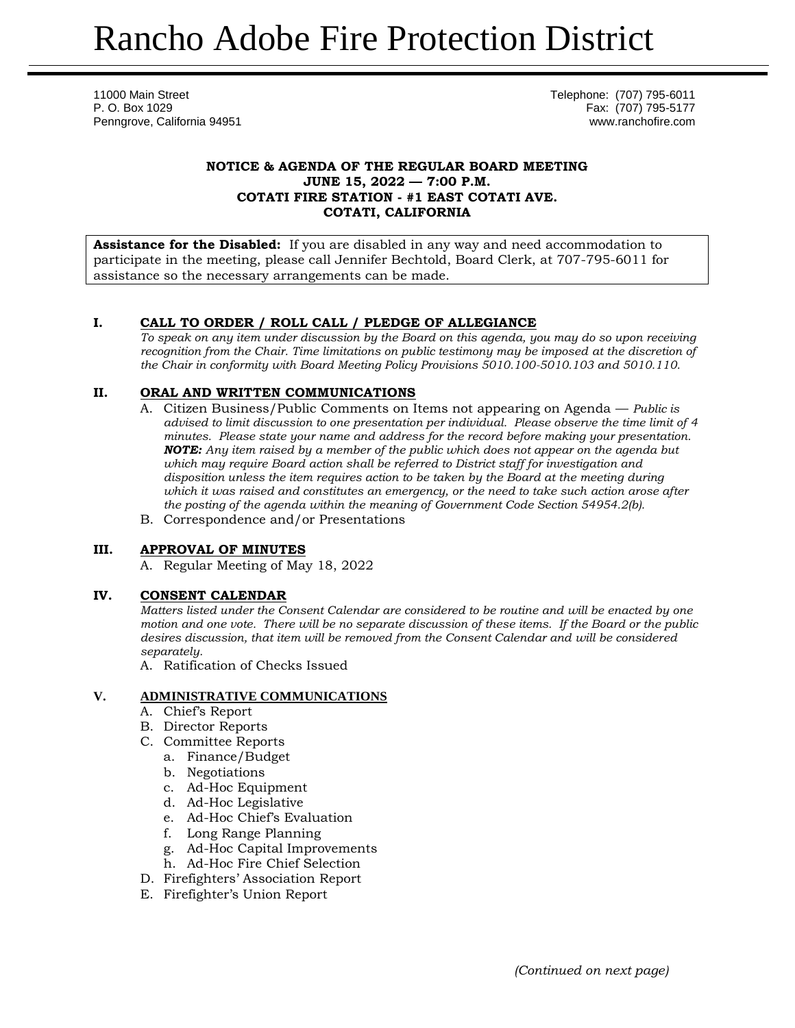# Rancho Adobe Fire Protection District

11000 Main Street
P. O. Box 1029
Penngrove, California 94951

Telephone: (707) 795-6011
Fax: (707) 795-5177
www.ranchofire.com

**NOTICE & AGENDA OF THE REGULAR BOARD MEETING**
**JUNE 15, 2022 — 7:00 P.M.**
**COTATI FIRE STATION - #1 EAST COTATI AVE.**
**COTATI, CALIFORNIA**

**Assistance for the Disabled:** If you are disabled in any way and need accommodation to participate in the meeting, please call Jennifer Bechtold, Board Clerk, at 707-795-6011 for assistance so the necessary arrangements can be made.

## I. CALL TO ORDER / ROLL CALL / PLEDGE OF ALLEGIANCE

*To speak on any item under discussion by the Board on this agenda, you may do so upon receiving recognition from the Chair. Time limitations on public testimony may be imposed at the discretion of the Chair in conformity with Board Meeting Policy Provisions 5010.100-5010.103 and 5010.110.*

## II. ORAL AND WRITTEN COMMUNICATIONS

A. Citizen Business/Public Comments on Items not appearing on Agenda — *Public is advised to limit discussion to one presentation per individual. Please observe the time limit of 4 minutes. Please state your name and address for the record before making your presentation.* ***NOTE:*** *Any item raised by a member of the public which does not appear on the agenda but which may require Board action shall be referred to District staff for investigation and disposition unless the item requires action to be taken by the Board at the meeting during which it was raised and constitutes an emergency, or the need to take such action arose after the posting of the agenda within the meaning of Government Code Section 54954.2(b).*

B. Correspondence and/or Presentations

## III. APPROVAL OF MINUTES

A. Regular Meeting of May 18, 2022

## IV. CONSENT CALENDAR

*Matters listed under the Consent Calendar are considered to be routine and will be enacted by one motion and one vote. There will be no separate discussion of these items. If the Board or the public desires discussion, that item will be removed from the Consent Calendar and will be considered separately.*

A. Ratification of Checks Issued

## V. ADMINISTRATIVE COMMUNICATIONS

A. Chief's Report
B. Director Reports
C. Committee Reports
   a. Finance/Budget
   b. Negotiations
   c. Ad-Hoc Equipment
   d. Ad-Hoc Legislative
   e. Ad-Hoc Chief's Evaluation
   f. Long Range Planning
   g. Ad-Hoc Capital Improvements
   h. Ad-Hoc Fire Chief Selection
D. Firefighters' Association Report
E. Firefighter's Union Report

*(Continued on next page)*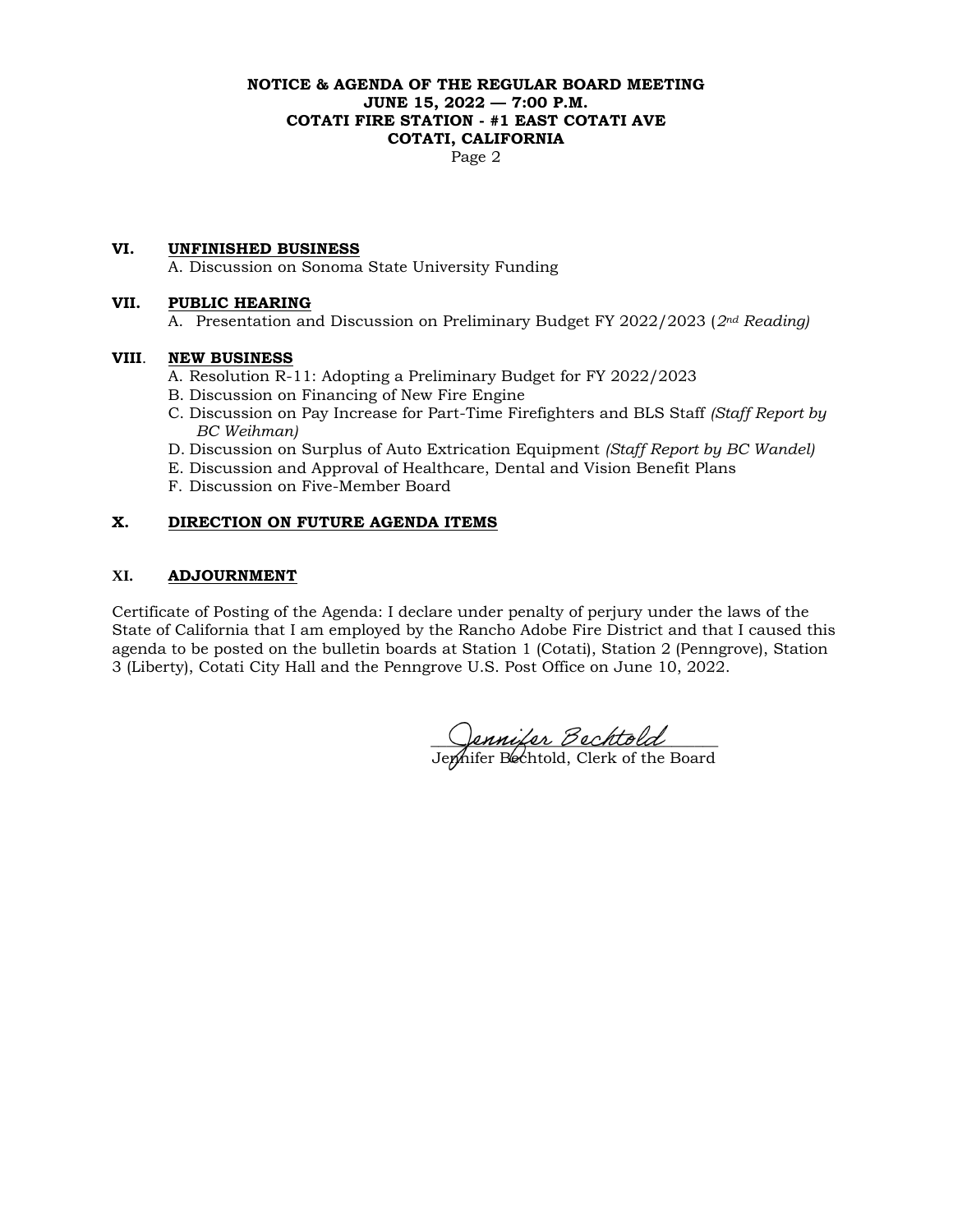**VI. UNFINISHED BUSINESS**

A. Discussion on Sonoma State University Funding

**VII. PUBLIC HEARING**

A. Presentation and Discussion on Preliminary Budget FY 2022/2023 (*2nd Reading)*

**VIII. NEW BUSINESS**

A. Resolution R-11: Adopting a Preliminary Budget for FY 2022/2023
B. Discussion on Financing of New Fire Engine
C. Discussion on Pay Increase for Part-Time Firefighters and BLS Staff *(Staff Report by BC Weihman)*
D. Discussion on Surplus of Auto Extrication Equipment *(Staff Report by BC Wandel)*
E. Discussion and Approval of Healthcare, Dental and Vision Benefit Plans
F. Discussion on Five-Member Board

**X. DIRECTION ON FUTURE AGENDA ITEMS**

**XI. ADJOURNMENT**

Certificate of Posting of the Agenda: I declare under penalty of perjury under the laws of the State of California that I am employed by the Rancho Adobe Fire District and that I caused this agenda to be posted on the bulletin boards at Station 1 (Cotati), Station 2 (Penngrove), Station 3 (Liberty), Cotati City Hall and the Penngrove U.S. Post Office on June 10, 2022.

Jennifer Bechtold

Jennifer Bechtold, Clerk of the Board